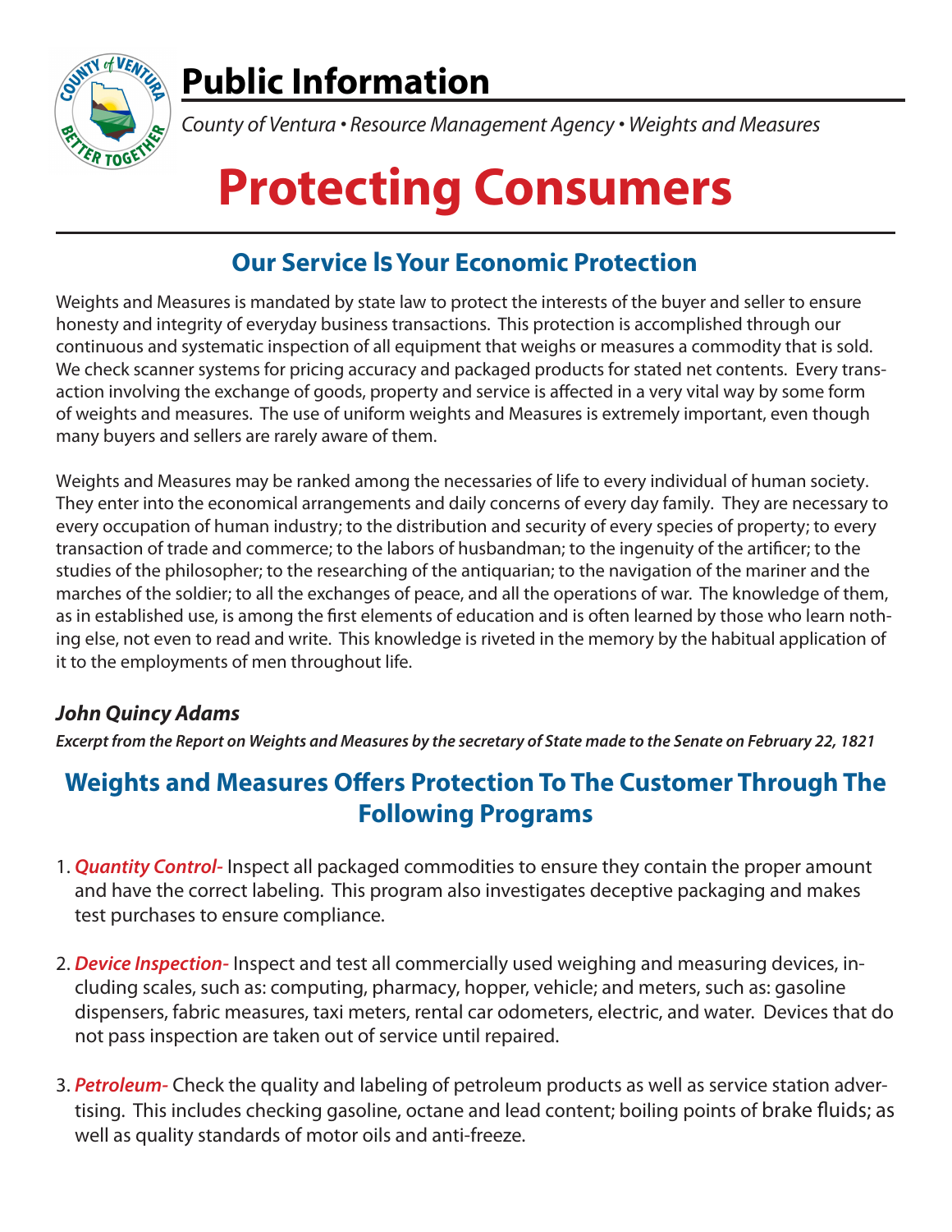# Public Information

*County of Ventura • Resource Management Agency • Weights and Measures*

# Protecting Consumers

## Our Service Is Your Economic Protection

Weights and Measures is mandated by state law to protect the interests of the buyer and seller to ensure honesty and integrity of everyday business transactions. This protection is accomplished through our continuous and systematic inspection of all equipment that weighs or measures a commodity that is sold. We check scanner systems for pricing accuracy and packaged products for stated net contents. Every transaction involving the exchange of goods, property and service is affected in a very vital way by some form of weights and measures. The use of uniform weights and Measures is extremely important, even though many buyers and sellers are rarely aware of them.

Weights and Measures may be ranked among the necessaries of life to every individual of human society. They enter into the economical arrangements and daily concerns of every day family. They are necessary to every occupation of human industry; to the distribution and security of every species of property; to every transaction of trade and commerce; to the labors of husbandman; to the ingenuity of the artificer; to the studies of the philosopher; to the researching of the antiquarian; to the navigation of the mariner and the marches of the soldier; to all the exchanges of peace, and all the operations of war. The knowledge of them, as in established use, is among the first elements of education and is often learned by those who learn nothing else, not even to read and write. This knowledge is riveted in the memory by the habitual application of it to the employments of men throughout life.

***John Quincy Adams***

***Excerpt from the Report on Weights and Measures by the secretary of State made to the Senate on February 22, 1821***

## Weights and Measures Offers Protection To The Customer Through The Following Programs

1. ***Quantity Control-*** Inspect all packaged commodities to ensure they contain the proper amount and have the correct labeling. This program also investigates deceptive packaging and makes test purchases to ensure compliance.

2. ***Device Inspection-*** Inspect and test all commercially used weighing and measuring devices, including scales, such as: computing, pharmacy, hopper, vehicle; and meters, such as: gasoline dispensers, fabric measures, taxi meters, rental car odometers, electric, and water. Devices that do not pass inspection are taken out of service until repaired.

3. ***Petroleum-*** Check the quality and labeling of petroleum products as well as service station advertising. This includes checking gasoline, octane and lead content; boiling points of brake fluids; as well as quality standards of motor oils and anti-freeze.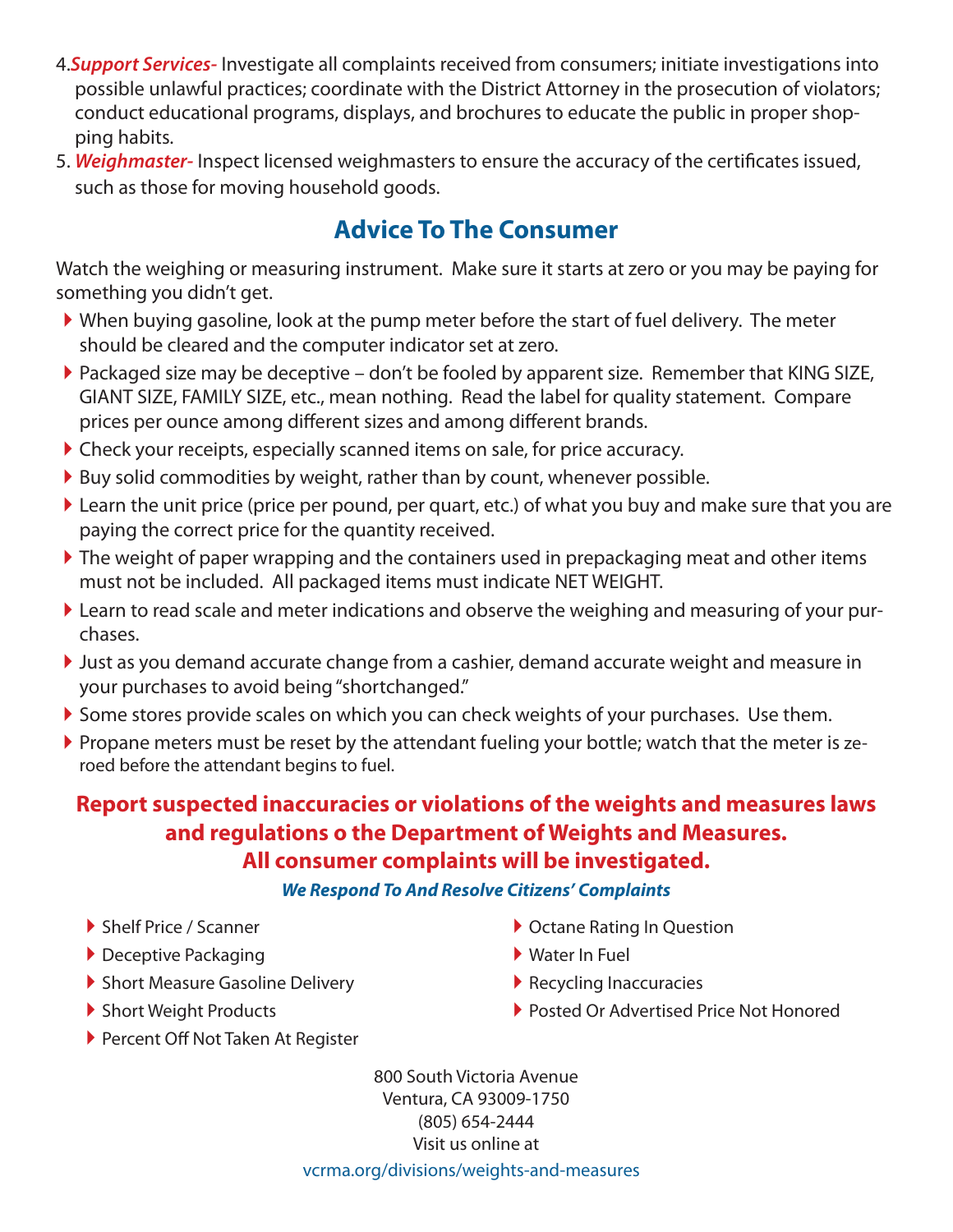4. ***Support Services-*** Investigate all complaints received from consumers; initiate investigations into possible unlawful practices; coordinate with the District Attorney in the prosecution of violators; conduct educational programs, displays, and brochures to educate the public in proper shopping habits.
5. ***Weighmaster-*** Inspect licensed weighmasters to ensure the accuracy of the certificates issued, such as those for moving household goods.

## Advice To The Consumer

Watch the weighing or measuring instrument. Make sure it starts at zero or you may be paying for something you didn't get.

- When buying gasoline, look at the pump meter before the start of fuel delivery. The meter should be cleared and the computer indicator set at zero.
- Packaged size may be deceptive – don't be fooled by apparent size. Remember that KING SIZE, GIANT SIZE, FAMILY SIZE, etc., mean nothing. Read the label for quality statement. Compare prices per ounce among different sizes and among different brands.
- Check your receipts, especially scanned items on sale, for price accuracy.
- Buy solid commodities by weight, rather than by count, whenever possible.
- Learn the unit price (price per pound, per quart, etc.) of what you buy and make sure that you are paying the correct price for the quantity received.
- The weight of paper wrapping and the containers used in prepackaging meat and other items must not be included. All packaged items must indicate NET WEIGHT.
- Learn to read scale and meter indications and observe the weighing and measuring of your purchases.
- Just as you demand accurate change from a cashier, demand accurate weight and measure in your purchases to avoid being "shortchanged."
- Some stores provide scales on which you can check weights of your purchases. Use them.
- Propane meters must be reset by the attendant fueling your bottle; watch that the meter is zeroed before the attendant begins to fuel.

**Report suspected inaccuracies or violations of the weights and measures laws and regulations o the Department of Weights and Measures. All consumer complaints will be investigated.**

***We Respond To And Resolve Citizens' Complaints***

- Shelf Price / Scanner
- Deceptive Packaging
- Short Measure Gasoline Delivery
- Short Weight Products
- Percent Off Not Taken At Register
- Octane Rating In Question
- Water In Fuel
- Recycling Inaccuracies
- Posted Or Advertised Price Not Honored

800 South Victoria Avenue
Ventura, CA 93009-1750
(805) 654-2444
Visit us online at
vcrma.org/divisions/weights-and-measures